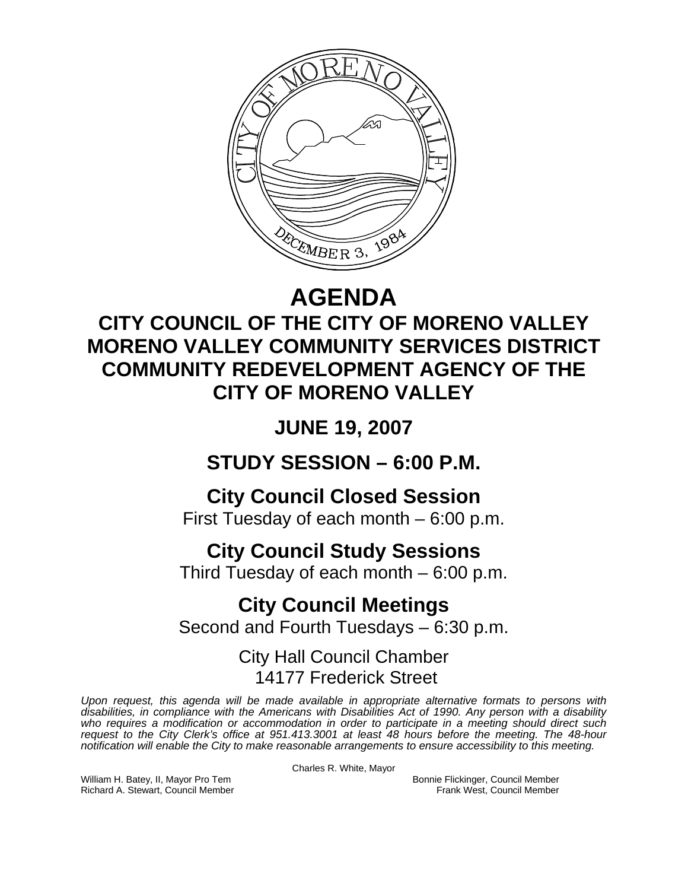# AGENDA

## CITY COUNCIL OF THE CITY OF MORENO VALLEY
## MORENO VALLEY COMMUNITY SERVICES DISTRICT
## COMMUNITY REDEVELOPMENT AGENCY OF THE CITY OF MORENO VALLEY

## JUNE 19, 2007

## STUDY SESSION – 6:00 P.M.

### City Council Closed Session
First Tuesday of each month – 6:00 p.m.

### City Council Study Sessions
Third Tuesday of each month – 6:00 p.m.

### City Council Meetings
Second and Fourth Tuesdays – 6:30 p.m.

City Hall Council Chamber
14177 Frederick Street

*Upon request, this agenda will be made available in appropriate alternative formats to persons with disabilities, in compliance with the Americans with Disabilities Act of 1990. Any person with a disability who requires a modification or accommodation in order to participate in a meeting should direct such request to the City Clerk's office at 951.413.3001 at least 48 hours before the meeting. The 48-hour notification will enable the City to make reasonable arrangements to ensure accessibility to this meeting.*

Charles R. White, Mayor

William H. Batey, II, Mayor Pro Tem
Richard A. Stewart, Council Member
Bonnie Flickinger, Council Member
Frank West, Council Member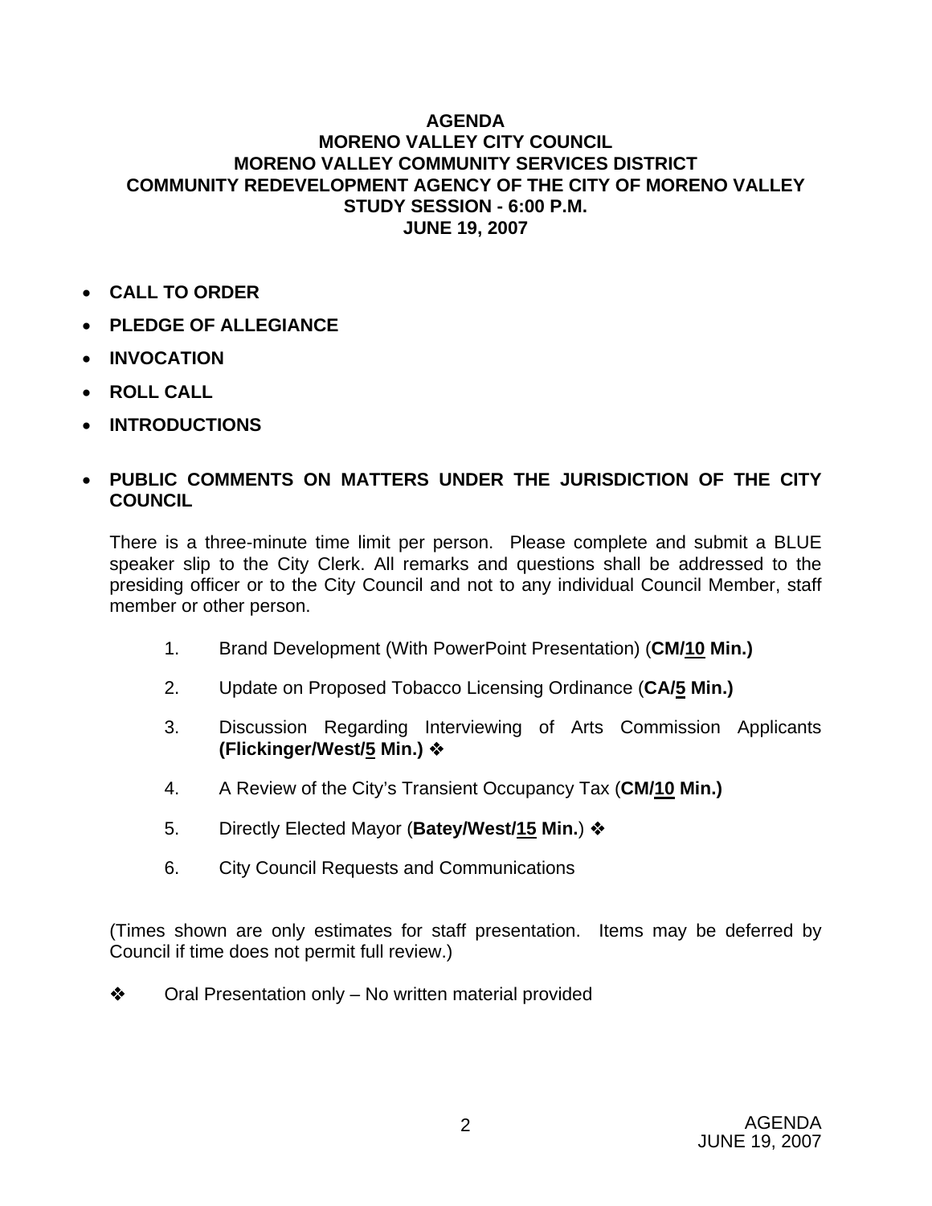**AGENDA**
**MORENO VALLEY CITY COUNCIL**
**MORENO VALLEY COMMUNITY SERVICES DISTRICT**
**COMMUNITY REDEVELOPMENT AGENCY OF THE CITY OF MORENO VALLEY**
**STUDY SESSION - 6:00 P.M.**
**JUNE 19, 2007**

- **CALL TO ORDER**
- **PLEDGE OF ALLEGIANCE**
- **INVOCATION**
- **ROLL CALL**
- **INTRODUCTIONS**
- **PUBLIC COMMENTS ON MATTERS UNDER THE JURISDICTION OF THE CITY COUNCIL**

There is a three-minute time limit per person. Please complete and submit a BLUE speaker slip to the City Clerk. All remarks and questions shall be addressed to the presiding officer or to the City Council and not to any individual Council Member, staff member or other person.

1. Brand Development (With PowerPoint Presentation) (**CM/10 Min.)**
2. Update on Proposed Tobacco Licensing Ordinance (**CA/5 Min.)**
3. Discussion Regarding Interviewing of Arts Commission Applicants **(Flickinger/West/5 Min.)** ❖
4. A Review of the City's Transient Occupancy Tax (**CM/10 Min.)**
5. Directly Elected Mayor (**Batey/West/15 Min.**) ❖
6. City Council Requests and Communications

(Times shown are only estimates for staff presentation. Items may be deferred by Council if time does not permit full review.)

❖ Oral Presentation only – No written material provided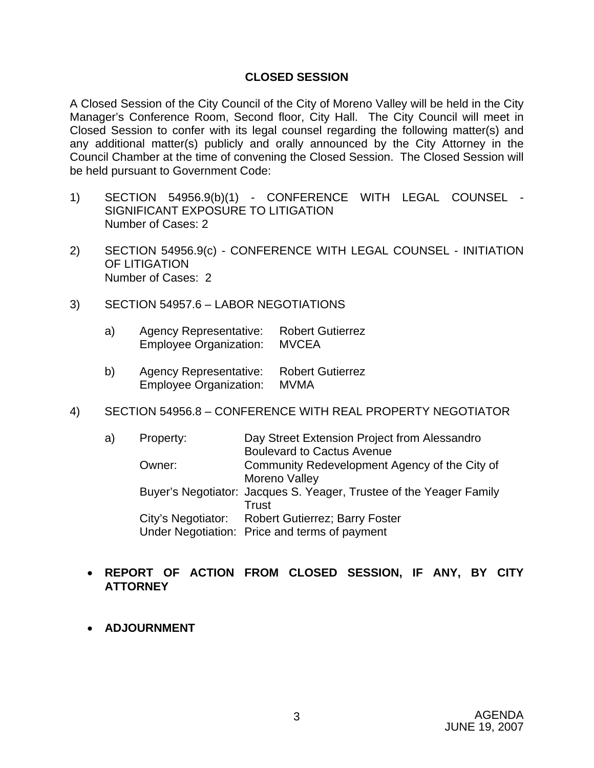# CLOSED SESSION

A Closed Session of the City Council of the City of Moreno Valley will be held in the City Manager's Conference Room, Second floor, City Hall. The City Council will meet in Closed Session to confer with its legal counsel regarding the following matter(s) and any additional matter(s) publicly and orally announced by the City Attorney in the Council Chamber at the time of convening the Closed Session. The Closed Session will be held pursuant to Government Code:

1) SECTION 54956.9(b)(1) - CONFERENCE WITH LEGAL COUNSEL - SIGNIFICANT EXPOSURE TO LITIGATION
   Number of Cases: 2

2) SECTION 54956.9(c) - CONFERENCE WITH LEGAL COUNSEL - INITIATION OF LITIGATION
   Number of Cases: 2

3) SECTION 54957.6 – LABOR NEGOTIATIONS

   a) Agency Representative: Robert Gutierrez
      Employee Organization: MVCEA

   b) Agency Representative: Robert Gutierrez
      Employee Organization: MVMA

4) SECTION 54956.8 – CONFERENCE WITH REAL PROPERTY NEGOTIATOR

   a) Property: Day Street Extension Project from Alessandro Boulevard to Cactus Avenue
      Owner: Community Redevelopment Agency of the City of Moreno Valley
      Buyer's Negotiator: Jacques S. Yeager, Trustee of the Yeager Family Trust
      City's Negotiator: Robert Gutierrez; Barry Foster
      Under Negotiation: Price and terms of payment

- **REPORT OF ACTION FROM CLOSED SESSION, IF ANY, BY CITY ATTORNEY**

- **ADJOURNMENT**